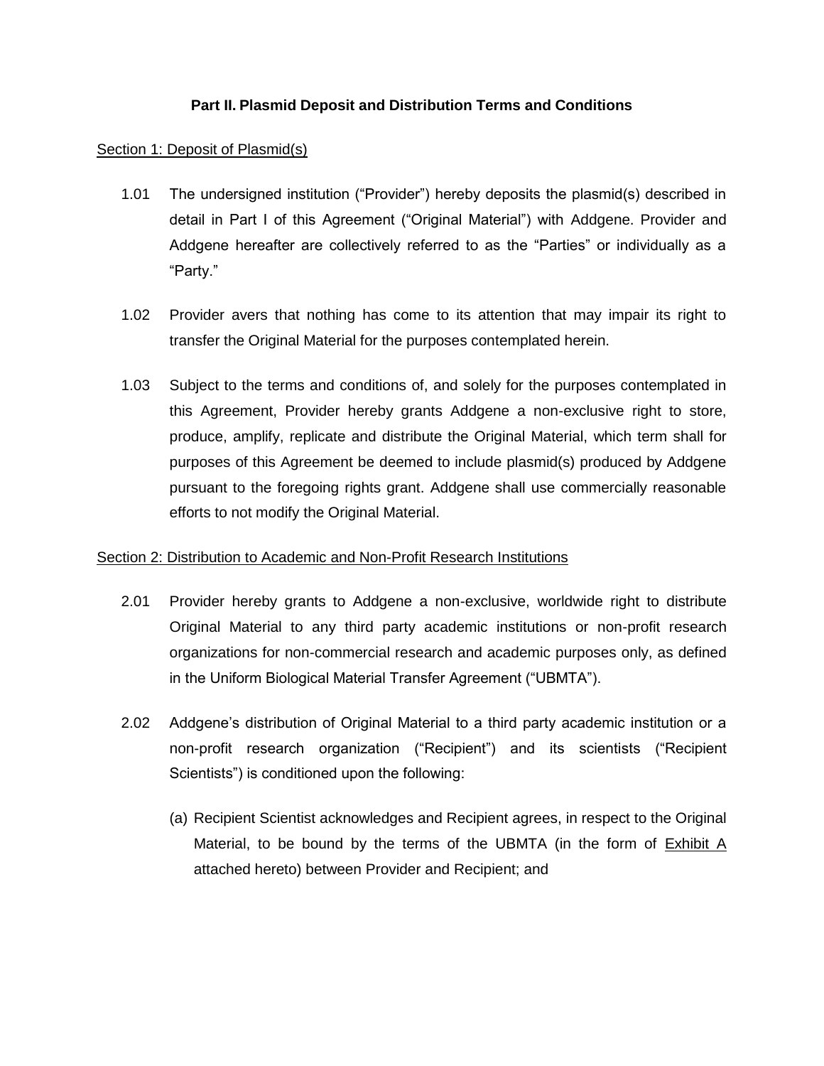**Part II. Plasmid Deposit and Distribution Terms and Conditions**

Section 1: Deposit of Plasmid(s)

1.01 The undersigned institution ("Provider") hereby deposits the plasmid(s) described in detail in Part I of this Agreement ("Original Material") with Addgene. Provider and Addgene hereafter are collectively referred to as the "Parties" or individually as a "Party."

1.02 Provider avers that nothing has come to its attention that may impair its right to transfer the Original Material for the purposes contemplated herein.

1.03 Subject to the terms and conditions of, and solely for the purposes contemplated in this Agreement, Provider hereby grants Addgene a non-exclusive right to store, produce, amplify, replicate and distribute the Original Material, which term shall for purposes of this Agreement be deemed to include plasmid(s) produced by Addgene pursuant to the foregoing rights grant. Addgene shall use commercially reasonable efforts to not modify the Original Material.

Section 2: Distribution to Academic and Non-Profit Research Institutions

2.01 Provider hereby grants to Addgene a non-exclusive, worldwide right to distribute Original Material to any third party academic institutions or non-profit research organizations for non-commercial research and academic purposes only, as defined in the Uniform Biological Material Transfer Agreement ("UBMTA").

2.02 Addgene's distribution of Original Material to a third party academic institution or a non-profit research organization ("Recipient") and its scientists ("Recipient Scientists") is conditioned upon the following:

(a) Recipient Scientist acknowledges and Recipient agrees, in respect to the Original Material, to be bound by the terms of the UBMTA (in the form of Exhibit A attached hereto) between Provider and Recipient; and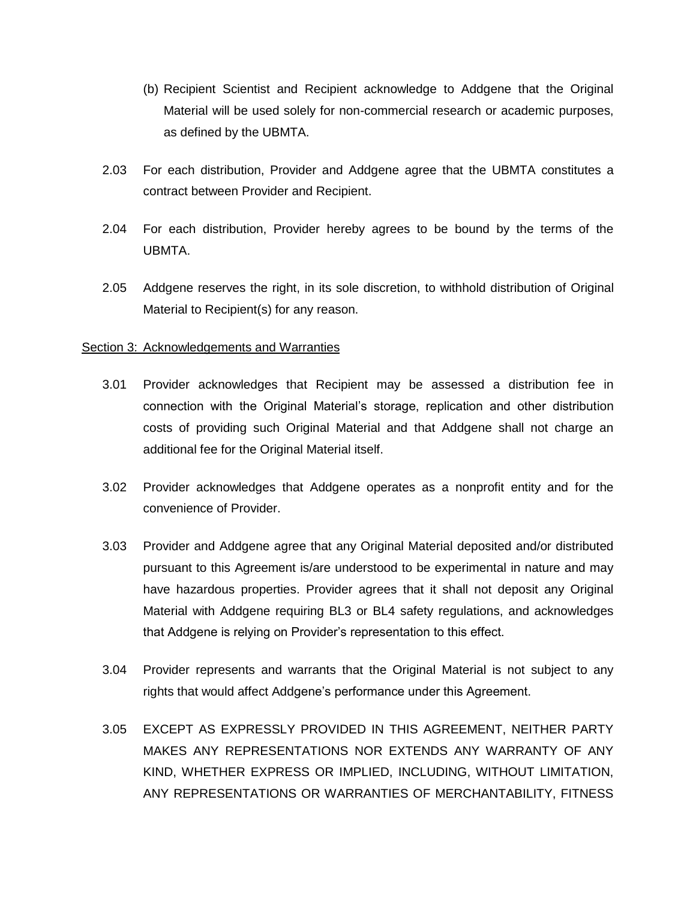(b) Recipient Scientist and Recipient acknowledge to Addgene that the Original Material will be used solely for non-commercial research or academic purposes, as defined by the UBMTA.

2.03 For each distribution, Provider and Addgene agree that the UBMTA constitutes a contract between Provider and Recipient.

2.04 For each distribution, Provider hereby agrees to be bound by the terms of the UBMTA.

2.05 Addgene reserves the right, in its sole discretion, to withhold distribution of Original Material to Recipient(s) for any reason.

Section 3: Acknowledgements and Warranties

3.01 Provider acknowledges that Recipient may be assessed a distribution fee in connection with the Original Material's storage, replication and other distribution costs of providing such Original Material and that Addgene shall not charge an additional fee for the Original Material itself.

3.02 Provider acknowledges that Addgene operates as a nonprofit entity and for the convenience of Provider.

3.03 Provider and Addgene agree that any Original Material deposited and/or distributed pursuant to this Agreement is/are understood to be experimental in nature and may have hazardous properties. Provider agrees that it shall not deposit any Original Material with Addgene requiring BL3 or BL4 safety regulations, and acknowledges that Addgene is relying on Provider's representation to this effect.

3.04 Provider represents and warrants that the Original Material is not subject to any rights that would affect Addgene's performance under this Agreement.

3.05 EXCEPT AS EXPRESSLY PROVIDED IN THIS AGREEMENT, NEITHER PARTY MAKES ANY REPRESENTATIONS NOR EXTENDS ANY WARRANTY OF ANY KIND, WHETHER EXPRESS OR IMPLIED, INCLUDING, WITHOUT LIMITATION, ANY REPRESENTATIONS OR WARRANTIES OF MERCHANTABILITY, FITNESS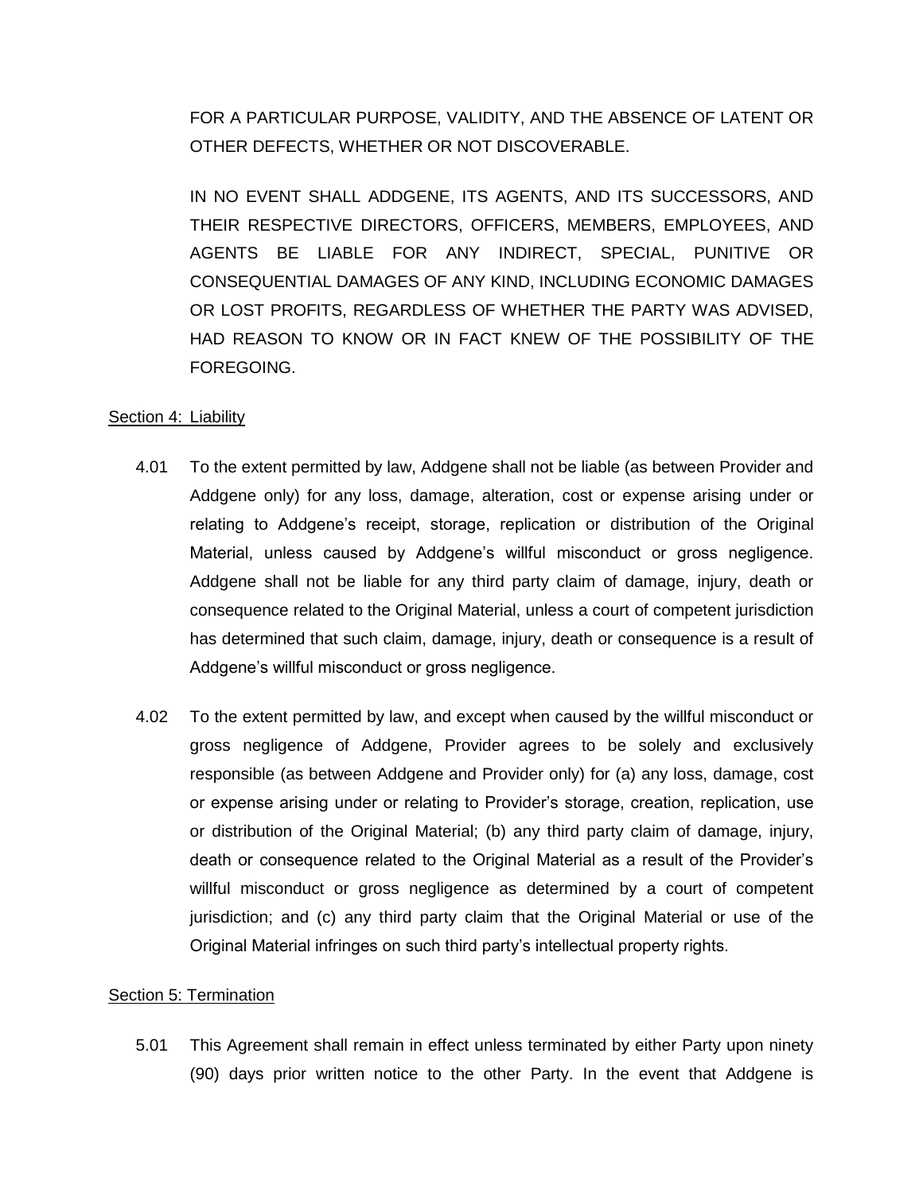FOR A PARTICULAR PURPOSE, VALIDITY, AND THE ABSENCE OF LATENT OR OTHER DEFECTS, WHETHER OR NOT DISCOVERABLE.

IN NO EVENT SHALL ADDGENE, ITS AGENTS, AND ITS SUCCESSORS, AND THEIR RESPECTIVE DIRECTORS, OFFICERS, MEMBERS, EMPLOYEES, AND AGENTS BE LIABLE FOR ANY INDIRECT, SPECIAL, PUNITIVE OR CONSEQUENTIAL DAMAGES OF ANY KIND, INCLUDING ECONOMIC DAMAGES OR LOST PROFITS, REGARDLESS OF WHETHER THE PARTY WAS ADVISED, HAD REASON TO KNOW OR IN FACT KNEW OF THE POSSIBILITY OF THE FOREGOING.

Section 4: Liability

4.01 To the extent permitted by law, Addgene shall not be liable (as between Provider and Addgene only) for any loss, damage, alteration, cost or expense arising under or relating to Addgene's receipt, storage, replication or distribution of the Original Material, unless caused by Addgene's willful misconduct or gross negligence. Addgene shall not be liable for any third party claim of damage, injury, death or consequence related to the Original Material, unless a court of competent jurisdiction has determined that such claim, damage, injury, death or consequence is a result of Addgene's willful misconduct or gross negligence.

4.02 To the extent permitted by law, and except when caused by the willful misconduct or gross negligence of Addgene, Provider agrees to be solely and exclusively responsible (as between Addgene and Provider only) for (a) any loss, damage, cost or expense arising under or relating to Provider's storage, creation, replication, use or distribution of the Original Material; (b) any third party claim of damage, injury, death or consequence related to the Original Material as a result of the Provider's willful misconduct or gross negligence as determined by a court of competent jurisdiction; and (c) any third party claim that the Original Material or use of the Original Material infringes on such third party's intellectual property rights.

Section 5: Termination

5.01 This Agreement shall remain in effect unless terminated by either Party upon ninety (90) days prior written notice to the other Party. In the event that Addgene is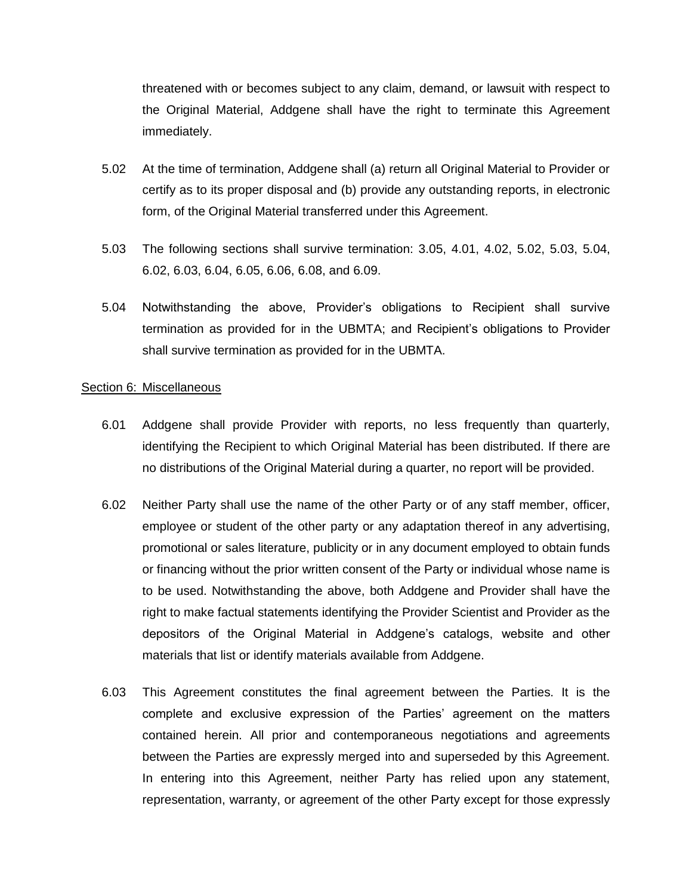threatened with or becomes subject to any claim, demand, or lawsuit with respect to the Original Material, Addgene shall have the right to terminate this Agreement immediately.

5.02 At the time of termination, Addgene shall (a) return all Original Material to Provider or certify as to its proper disposal and (b) provide any outstanding reports, in electronic form, of the Original Material transferred under this Agreement.

5.03 The following sections shall survive termination: 3.05, 4.01, 4.02, 5.02, 5.03, 5.04, 6.02, 6.03, 6.04, 6.05, 6.06, 6.08, and 6.09.

5.04 Notwithstanding the above, Provider's obligations to Recipient shall survive termination as provided for in the UBMTA; and Recipient's obligations to Provider shall survive termination as provided for in the UBMTA.

## Section 6: Miscellaneous

6.01 Addgene shall provide Provider with reports, no less frequently than quarterly, identifying the Recipient to which Original Material has been distributed. If there are no distributions of the Original Material during a quarter, no report will be provided.

6.02 Neither Party shall use the name of the other Party or of any staff member, officer, employee or student of the other party or any adaptation thereof in any advertising, promotional or sales literature, publicity or in any document employed to obtain funds or financing without the prior written consent of the Party or individual whose name is to be used. Notwithstanding the above, both Addgene and Provider shall have the right to make factual statements identifying the Provider Scientist and Provider as the depositors of the Original Material in Addgene's catalogs, website and other materials that list or identify materials available from Addgene.

6.03 This Agreement constitutes the final agreement between the Parties. It is the complete and exclusive expression of the Parties' agreement on the matters contained herein. All prior and contemporaneous negotiations and agreements between the Parties are expressly merged into and superseded by this Agreement. In entering into this Agreement, neither Party has relied upon any statement, representation, warranty, or agreement of the other Party except for those expressly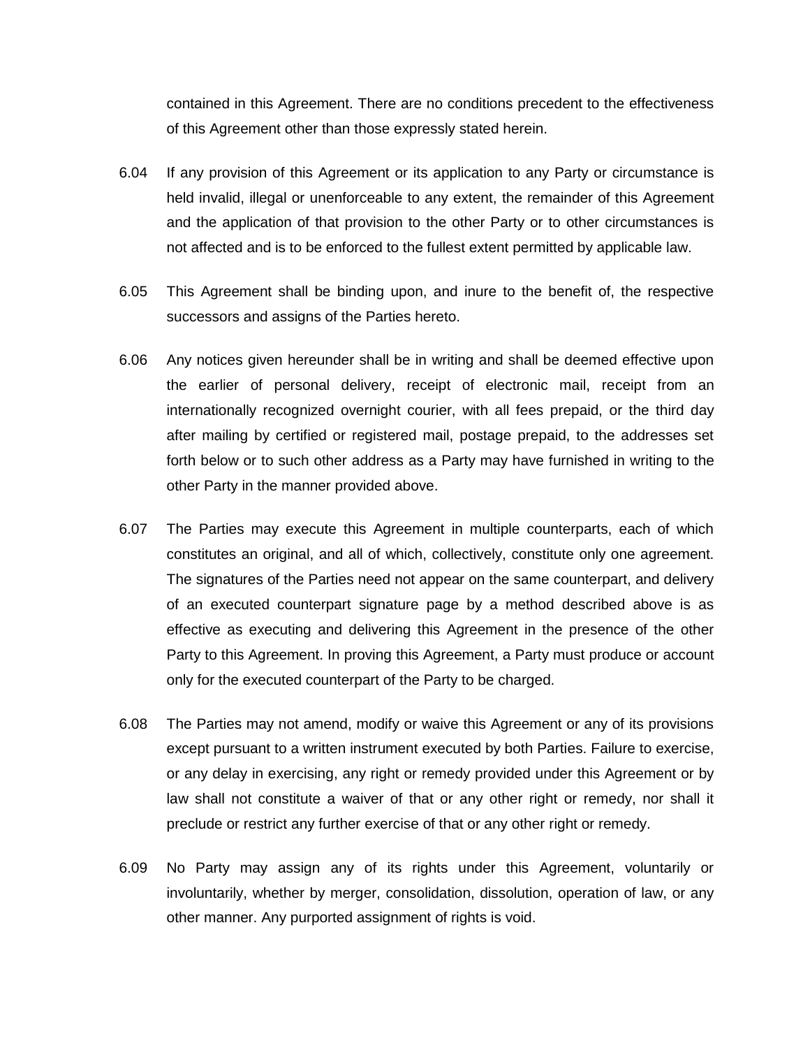contained in this Agreement. There are no conditions precedent to the effectiveness of this Agreement other than those expressly stated herein.

6.04 If any provision of this Agreement or its application to any Party or circumstance is held invalid, illegal or unenforceable to any extent, the remainder of this Agreement and the application of that provision to the other Party or to other circumstances is not affected and is to be enforced to the fullest extent permitted by applicable law.

6.05 This Agreement shall be binding upon, and inure to the benefit of, the respective successors and assigns of the Parties hereto.

6.06 Any notices given hereunder shall be in writing and shall be deemed effective upon the earlier of personal delivery, receipt of electronic mail, receipt from an internationally recognized overnight courier, with all fees prepaid, or the third day after mailing by certified or registered mail, postage prepaid, to the addresses set forth below or to such other address as a Party may have furnished in writing to the other Party in the manner provided above.

6.07 The Parties may execute this Agreement in multiple counterparts, each of which constitutes an original, and all of which, collectively, constitute only one agreement. The signatures of the Parties need not appear on the same counterpart, and delivery of an executed counterpart signature page by a method described above is as effective as executing and delivering this Agreement in the presence of the other Party to this Agreement. In proving this Agreement, a Party must produce or account only for the executed counterpart of the Party to be charged.

6.08 The Parties may not amend, modify or waive this Agreement or any of its provisions except pursuant to a written instrument executed by both Parties. Failure to exercise, or any delay in exercising, any right or remedy provided under this Agreement or by law shall not constitute a waiver of that or any other right or remedy, nor shall it preclude or restrict any further exercise of that or any other right or remedy.

6.09 No Party may assign any of its rights under this Agreement, voluntarily or involuntarily, whether by merger, consolidation, dissolution, operation of law, or any other manner. Any purported assignment of rights is void.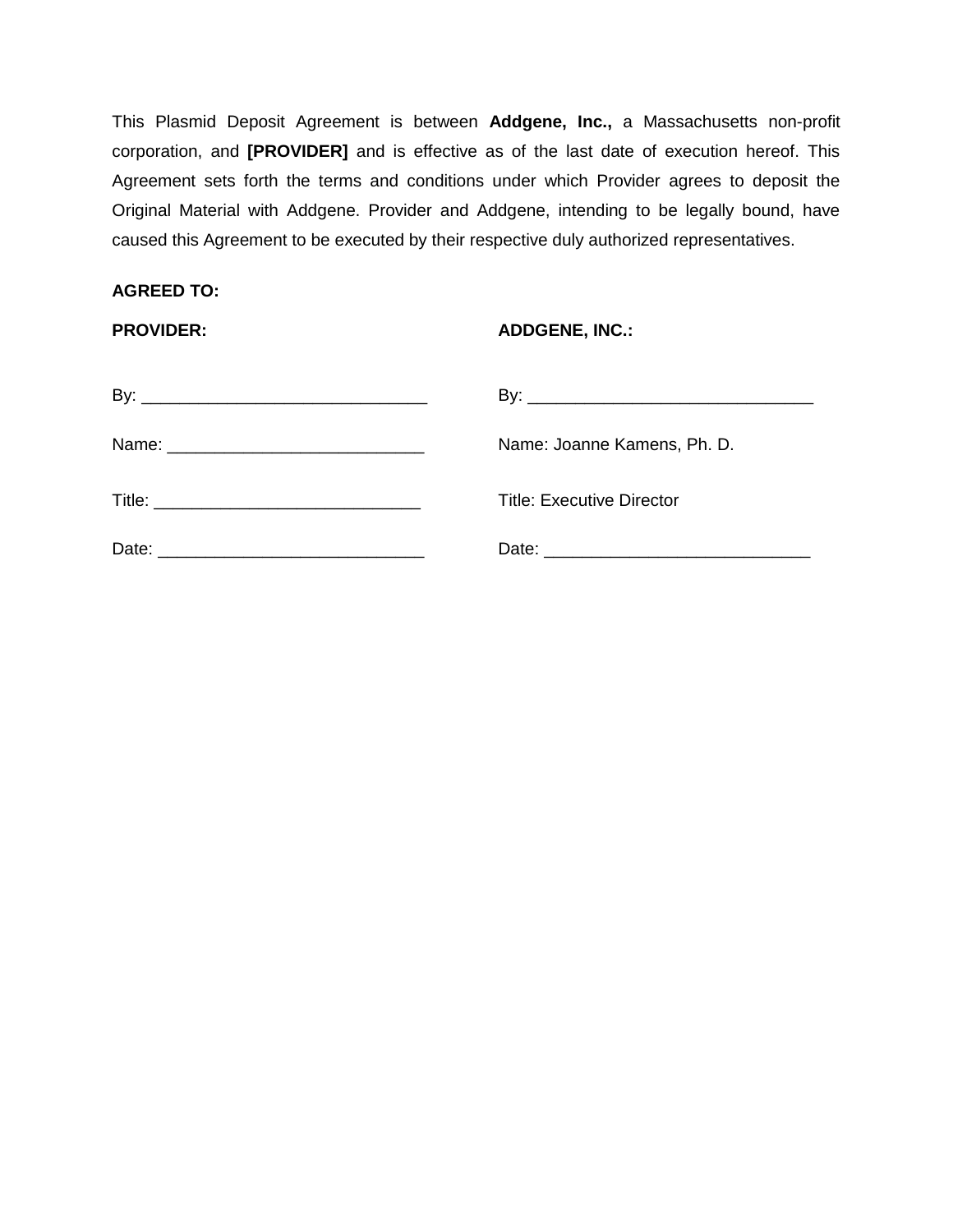This Plasmid Deposit Agreement is between **Addgene, Inc.,** a Massachusetts non-profit corporation, and **[PROVIDER]** and is effective as of the last date of execution hereof. This Agreement sets forth the terms and conditions under which Provider agrees to deposit the Original Material with Addgene. Provider and Addgene, intending to be legally bound, have caused this Agreement to be executed by their respective duly authorized representatives.

**AGREED TO:**

| **PROVIDER:** | **ADDGENE, INC.:** |
|---|---|
| By: ______________________________ | By: ______________________________ |
| Name: ___________________________ | Name: Joanne Kamens, Ph. D. |
| Title: ____________________________ | Title: Executive Director |
| Date: ____________________________ | Date: ____________________________ |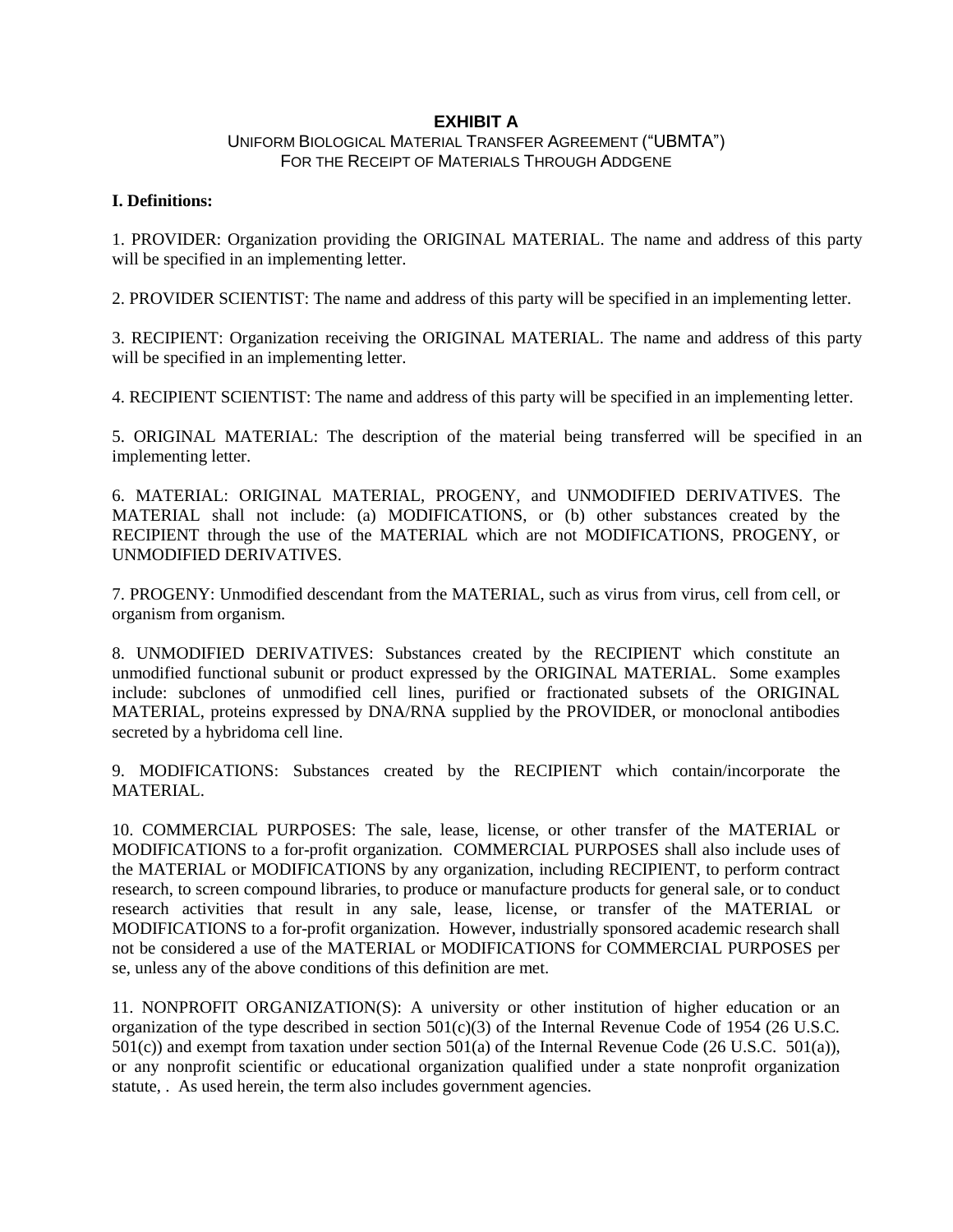# EXHIBIT A

UNIFORM BIOLOGICAL MATERIAL TRANSFER AGREEMENT ("UBMTA")
FOR THE RECEIPT OF MATERIALS THROUGH ADDGENE

**I. Definitions:**

1. PROVIDER: Organization providing the ORIGINAL MATERIAL. The name and address of this party will be specified in an implementing letter.

2. PROVIDER SCIENTIST: The name and address of this party will be specified in an implementing letter.

3. RECIPIENT: Organization receiving the ORIGINAL MATERIAL. The name and address of this party will be specified in an implementing letter.

4. RECIPIENT SCIENTIST: The name and address of this party will be specified in an implementing letter.

5. ORIGINAL MATERIAL: The description of the material being transferred will be specified in an implementing letter.

6. MATERIAL: ORIGINAL MATERIAL, PROGENY, and UNMODIFIED DERIVATIVES. The MATERIAL shall not include: (a) MODIFICATIONS, or (b) other substances created by the RECIPIENT through the use of the MATERIAL which are not MODIFICATIONS, PROGENY, or UNMODIFIED DERIVATIVES.

7. PROGENY: Unmodified descendant from the MATERIAL, such as virus from virus, cell from cell, or organism from organism.

8. UNMODIFIED DERIVATIVES: Substances created by the RECIPIENT which constitute an unmodified functional subunit or product expressed by the ORIGINAL MATERIAL. Some examples include: subclones of unmodified cell lines, purified or fractionated subsets of the ORIGINAL MATERIAL, proteins expressed by DNA/RNA supplied by the PROVIDER, or monoclonal antibodies secreted by a hybridoma cell line.

9. MODIFICATIONS: Substances created by the RECIPIENT which contain/incorporate the MATERIAL.

10. COMMERCIAL PURPOSES: The sale, lease, license, or other transfer of the MATERIAL or MODIFICATIONS to a for-profit organization. COMMERCIAL PURPOSES shall also include uses of the MATERIAL or MODIFICATIONS by any organization, including RECIPIENT, to perform contract research, to screen compound libraries, to produce or manufacture products for general sale, or to conduct research activities that result in any sale, lease, license, or transfer of the MATERIAL or MODIFICATIONS to a for-profit organization. However, industrially sponsored academic research shall not be considered a use of the MATERIAL or MODIFICATIONS for COMMERCIAL PURPOSES per se, unless any of the above conditions of this definition are met.

11. NONPROFIT ORGANIZATION(S): A university or other institution of higher education or an organization of the type described in section 501(c)(3) of the Internal Revenue Code of 1954 (26 U.S.C. 501(c)) and exempt from taxation under section 501(a) of the Internal Revenue Code (26 U.S.C. 501(a)), or any nonprofit scientific or educational organization qualified under a state nonprofit organization statute, . As used herein, the term also includes government agencies.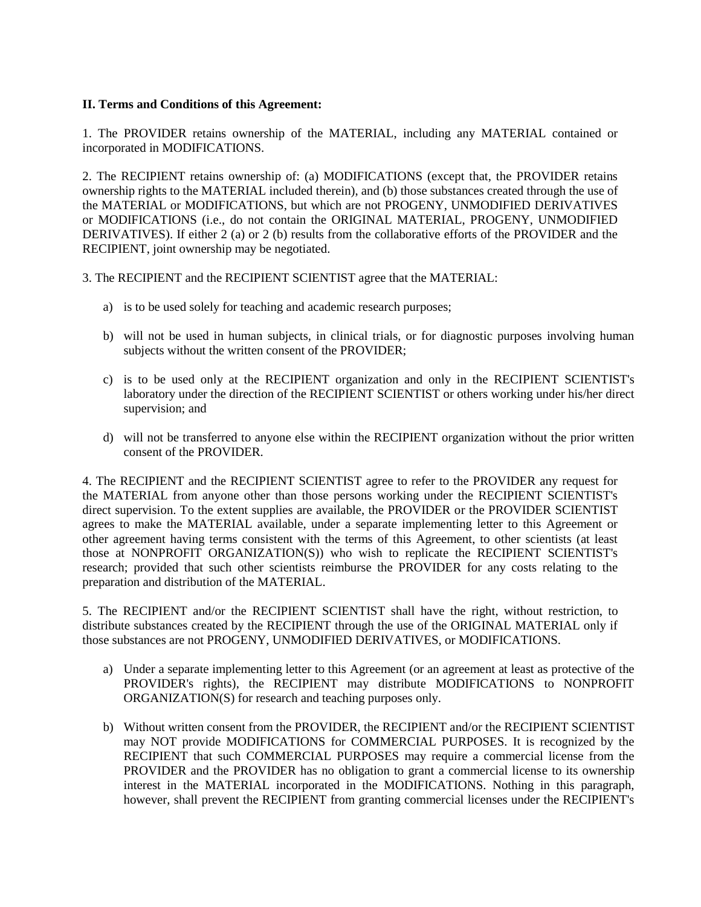**II. Terms and Conditions of this Agreement:**

1. The PROVIDER retains ownership of the MATERIAL, including any MATERIAL contained or incorporated in MODIFICATIONS.

2. The RECIPIENT retains ownership of: (a) MODIFICATIONS (except that, the PROVIDER retains ownership rights to the MATERIAL included therein), and (b) those substances created through the use of the MATERIAL or MODIFICATIONS, but which are not PROGENY, UNMODIFIED DERIVATIVES or MODIFICATIONS (i.e., do not contain the ORIGINAL MATERIAL, PROGENY, UNMODIFIED DERIVATIVES). If either 2 (a) or 2 (b) results from the collaborative efforts of the PROVIDER and the RECIPIENT, joint ownership may be negotiated.

3. The RECIPIENT and the RECIPIENT SCIENTIST agree that the MATERIAL:

a) is to be used solely for teaching and academic research purposes;

b) will not be used in human subjects, in clinical trials, or for diagnostic purposes involving human subjects without the written consent of the PROVIDER;

c) is to be used only at the RECIPIENT organization and only in the RECIPIENT SCIENTIST's laboratory under the direction of the RECIPIENT SCIENTIST or others working under his/her direct supervision; and

d) will not be transferred to anyone else within the RECIPIENT organization without the prior written consent of the PROVIDER.

4. The RECIPIENT and the RECIPIENT SCIENTIST agree to refer to the PROVIDER any request for the MATERIAL from anyone other than those persons working under the RECIPIENT SCIENTIST's direct supervision. To the extent supplies are available, the PROVIDER or the PROVIDER SCIENTIST agrees to make the MATERIAL available, under a separate implementing letter to this Agreement or other agreement having terms consistent with the terms of this Agreement, to other scientists (at least those at NONPROFIT ORGANIZATION(S)) who wish to replicate the RECIPIENT SCIENTIST's research; provided that such other scientists reimburse the PROVIDER for any costs relating to the preparation and distribution of the MATERIAL.

5. The RECIPIENT and/or the RECIPIENT SCIENTIST shall have the right, without restriction, to distribute substances created by the RECIPIENT through the use of the ORIGINAL MATERIAL only if those substances are not PROGENY, UNMODIFIED DERIVATIVES, or MODIFICATIONS.

a) Under a separate implementing letter to this Agreement (or an agreement at least as protective of the PROVIDER's rights), the RECIPIENT may distribute MODIFICATIONS to NONPROFIT ORGANIZATION(S) for research and teaching purposes only.

b) Without written consent from the PROVIDER, the RECIPIENT and/or the RECIPIENT SCIENTIST may NOT provide MODIFICATIONS for COMMERCIAL PURPOSES. It is recognized by the RECIPIENT that such COMMERCIAL PURPOSES may require a commercial license from the PROVIDER and the PROVIDER has no obligation to grant a commercial license to its ownership interest in the MATERIAL incorporated in the MODIFICATIONS. Nothing in this paragraph, however, shall prevent the RECIPIENT from granting commercial licenses under the RECIPIENT's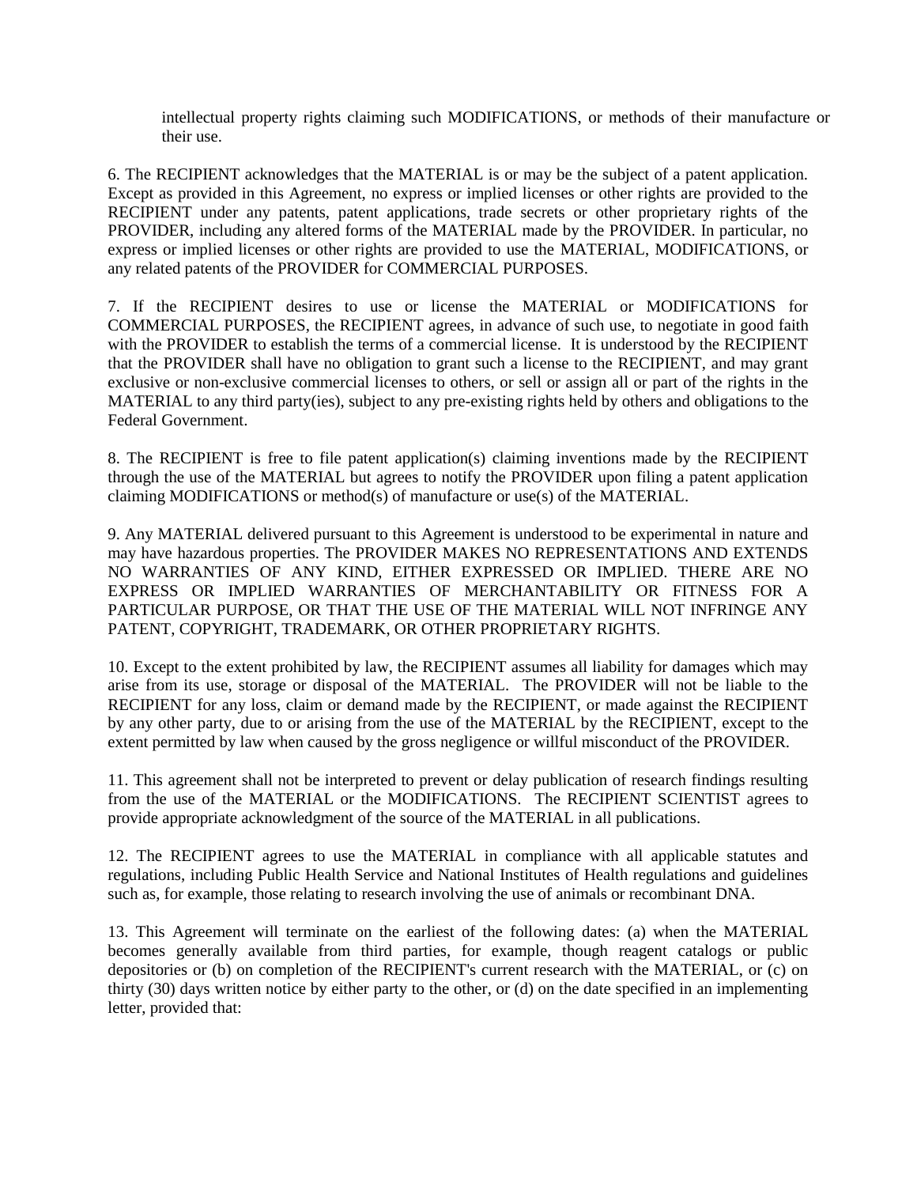intellectual property rights claiming such MODIFICATIONS, or methods of their manufacture or their use.

6. The RECIPIENT acknowledges that the MATERIAL is or may be the subject of a patent application. Except as provided in this Agreement, no express or implied licenses or other rights are provided to the RECIPIENT under any patents, patent applications, trade secrets or other proprietary rights of the PROVIDER, including any altered forms of the MATERIAL made by the PROVIDER. In particular, no express or implied licenses or other rights are provided to use the MATERIAL, MODIFICATIONS, or any related patents of the PROVIDER for COMMERCIAL PURPOSES.

7. If the RECIPIENT desires to use or license the MATERIAL or MODIFICATIONS for COMMERCIAL PURPOSES, the RECIPIENT agrees, in advance of such use, to negotiate in good faith with the PROVIDER to establish the terms of a commercial license. It is understood by the RECIPIENT that the PROVIDER shall have no obligation to grant such a license to the RECIPIENT, and may grant exclusive or non-exclusive commercial licenses to others, or sell or assign all or part of the rights in the MATERIAL to any third party(ies), subject to any pre-existing rights held by others and obligations to the Federal Government.

8. The RECIPIENT is free to file patent application(s) claiming inventions made by the RECIPIENT through the use of the MATERIAL but agrees to notify the PROVIDER upon filing a patent application claiming MODIFICATIONS or method(s) of manufacture or use(s) of the MATERIAL.

9. Any MATERIAL delivered pursuant to this Agreement is understood to be experimental in nature and may have hazardous properties. The PROVIDER MAKES NO REPRESENTATIONS AND EXTENDS NO WARRANTIES OF ANY KIND, EITHER EXPRESSED OR IMPLIED. THERE ARE NO EXPRESS OR IMPLIED WARRANTIES OF MERCHANTABILITY OR FITNESS FOR A PARTICULAR PURPOSE, OR THAT THE USE OF THE MATERIAL WILL NOT INFRINGE ANY PATENT, COPYRIGHT, TRADEMARK, OR OTHER PROPRIETARY RIGHTS.

10. Except to the extent prohibited by law, the RECIPIENT assumes all liability for damages which may arise from its use, storage or disposal of the MATERIAL. The PROVIDER will not be liable to the RECIPIENT for any loss, claim or demand made by the RECIPIENT, or made against the RECIPIENT by any other party, due to or arising from the use of the MATERIAL by the RECIPIENT, except to the extent permitted by law when caused by the gross negligence or willful misconduct of the PROVIDER.

11. This agreement shall not be interpreted to prevent or delay publication of research findings resulting from the use of the MATERIAL or the MODIFICATIONS. The RECIPIENT SCIENTIST agrees to provide appropriate acknowledgment of the source of the MATERIAL in all publications.

12. The RECIPIENT agrees to use the MATERIAL in compliance with all applicable statutes and regulations, including Public Health Service and National Institutes of Health regulations and guidelines such as, for example, those relating to research involving the use of animals or recombinant DNA.

13. This Agreement will terminate on the earliest of the following dates: (a) when the MATERIAL becomes generally available from third parties, for example, though reagent catalogs or public depositories or (b) on completion of the RECIPIENT's current research with the MATERIAL, or (c) on thirty (30) days written notice by either party to the other, or (d) on the date specified in an implementing letter, provided that: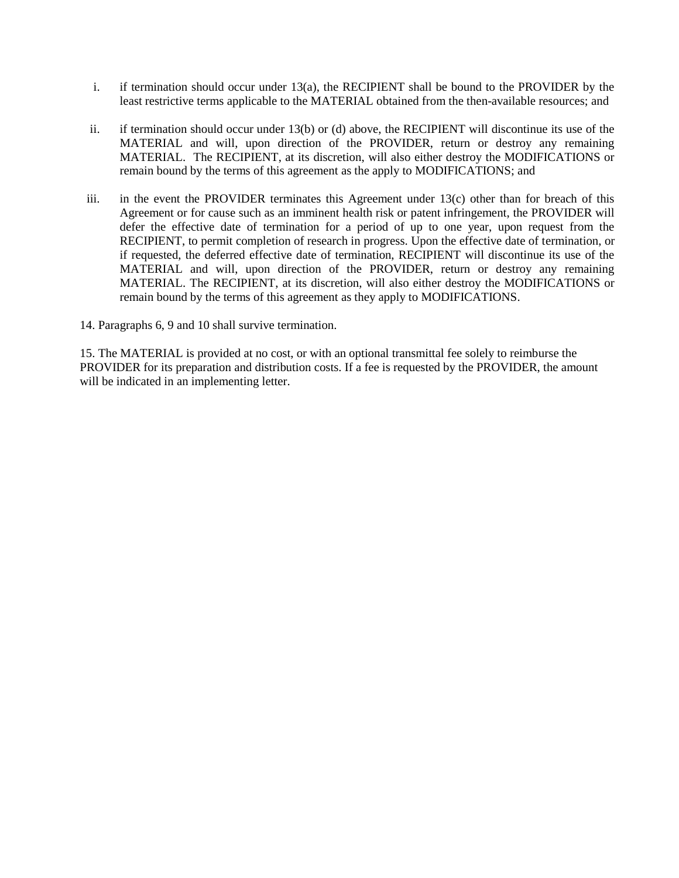i. if termination should occur under 13(a), the RECIPIENT shall be bound to the PROVIDER by the least restrictive terms applicable to the MATERIAL obtained from the then-available resources; and

ii. if termination should occur under 13(b) or (d) above, the RECIPIENT will discontinue its use of the MATERIAL and will, upon direction of the PROVIDER, return or destroy any remaining MATERIAL. The RECIPIENT, at its discretion, will also either destroy the MODIFICATIONS or remain bound by the terms of this agreement as the apply to MODIFICATIONS; and

iii. in the event the PROVIDER terminates this Agreement under 13(c) other than for breach of this Agreement or for cause such as an imminent health risk or patent infringement, the PROVIDER will defer the effective date of termination for a period of up to one year, upon request from the RECIPIENT, to permit completion of research in progress. Upon the effective date of termination, or if requested, the deferred effective date of termination, RECIPIENT will discontinue its use of the MATERIAL and will, upon direction of the PROVIDER, return or destroy any remaining MATERIAL. The RECIPIENT, at its discretion, will also either destroy the MODIFICATIONS or remain bound by the terms of this agreement as they apply to MODIFICATIONS.

14. Paragraphs 6, 9 and 10 shall survive termination.

15. The MATERIAL is provided at no cost, or with an optional transmittal fee solely to reimburse the PROVIDER for its preparation and distribution costs. If a fee is requested by the PROVIDER, the amount will be indicated in an implementing letter.